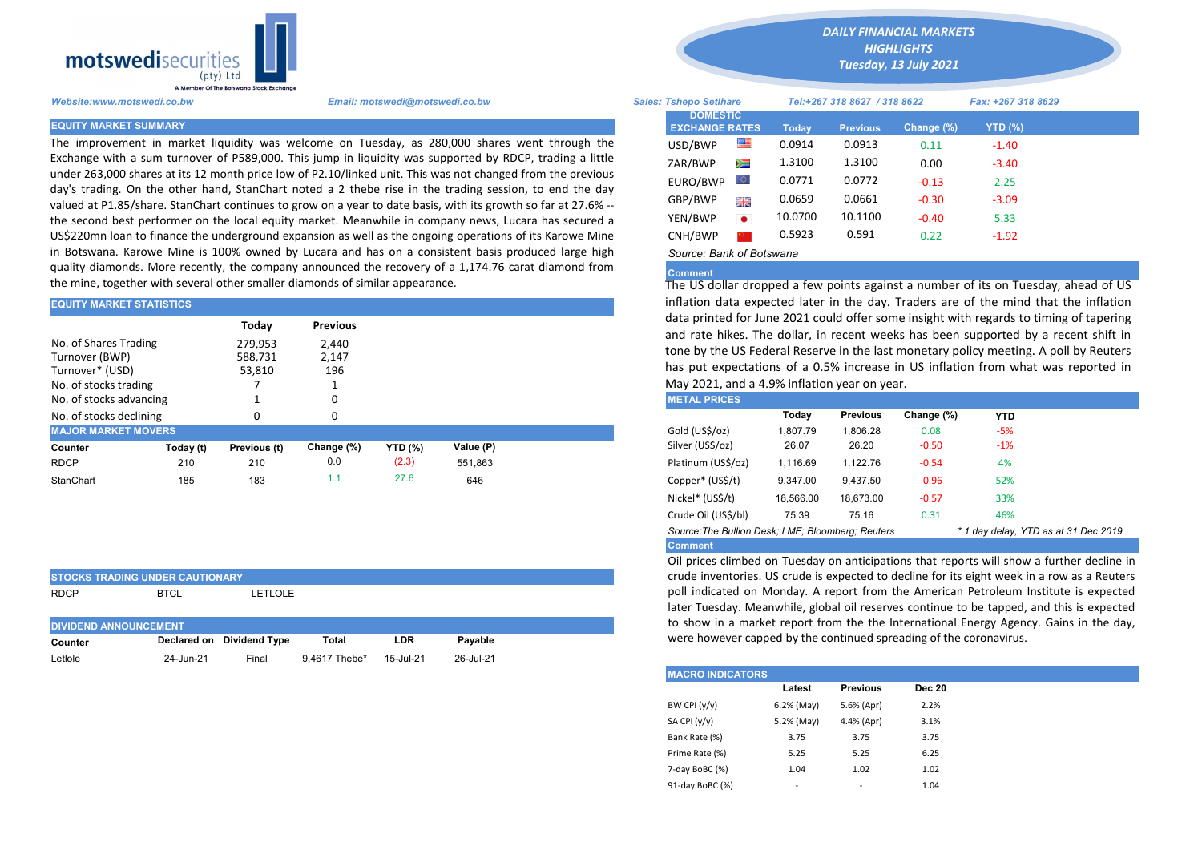# DAILY FINANCIAL MARKETS HIGHLIGHTS

**Tuesday, 13 July 2021**

motswedisecurities (pty) Ltd — A Member Of The Botswana Stock Exchange

*Website:www.motswedi.co.bw* *Email: motswedi@motswedi.co.bw*

*Sales: Tshepo Setlhare* *Tel:+267 318 8627 / 318 8622* *Fax: +267 318 8629*

## EQUITY MARKET SUMMARY

The improvement in market liquidity was welcome on Tuesday, as 280,000 shares went through the Exchange with a sum turnover of P589,000. This jump in liquidity was supported by RDCP, trading a little under 263,000 shares at its 12 month price low of P2.10/linked unit. This was not changed from the previous day's trading. On the other hand, StanChart noted a 2 thebe rise in the trading session, to end the day valued at P1.85/share. StanChart continues to grow on a year to date basis, with its growth so far at 27.6% -- the second best performer on the local equity market. Meanwhile in company news, Lucara has secured a US$220mn loan to finance the underground expansion as well as the ongoing operations of its Karowe Mine in Botswana. Karowe Mine is 100% owned by Lucara and has on a consistent basis produced large high quality diamonds. More recently, the company announced the recovery of a 1,174.76 carat diamond from the mine, together with several other smaller diamonds of similar appearance.

## EQUITY MARKET STATISTICS

| | Today | Previous |
|---|---|---|
| No. of Shares Trading | 279,953 | 2,440 |
| Turnover (BWP) | 588,731 | 2,147 |
| Turnover* (USD) | 53,810 | 196 |
| No. of stocks trading | 7 | 1 |
| No. of stocks advancing | 1 | 0 |
| No. of stocks declining | 0 | 0 |

## MAJOR MARKET MOVERS

| Counter | Today (t) | Previous (t) | Change (%) | YTD (%) | Value (P) |
|---|---|---|---|---|---|
| RDCP | 210 | 210 | 0.0 | (2.3) | 551,863 |
| StanChart | 185 | 183 | 1.1 | 27.6 | 646 |

## STOCKS TRADING UNDER CAUTIONARY

RDCP BTCL LETLOLE

## DIVIDEND ANNOUNCEMENT

| Counter | Declared on | Dividend Type | Total | LDR | Payable |
|---|---|---|---|---|---|
| Letlole | 24-Jun-21 | Final | 9.4617 Thebe* | 15-Jul-21 | 26-Jul-21 |

## DOMESTIC EXCHANGE RATES

| | Today | Previous | Change (%) | YTD (%) |
|---|---|---|---|---|
| USD/BWP | 0.0914 | 0.0913 | 0.11 | -1.40 |
| ZAR/BWP | 1.3100 | 1.3100 | 0.00 | -3.40 |
| EURO/BWP | 0.0771 | 0.0772 | -0.13 | 2.25 |
| GBP/BWP | 0.0659 | 0.0661 | -0.30 | -3.09 |
| YEN/BWP | 10.0700 | 10.1100 | -0.40 | 5.33 |
| CNH/BWP | 0.5923 | 0.591 | 0.22 | -1.92 |

*Source: Bank of Botswana*

**Comment**

The US dollar dropped a few points against a number of its on Tuesday, ahead of US inflation data expected later in the day. Traders are of the mind that the inflation data printed for June 2021 could offer some insight with regards to timing of tapering and rate hikes. The dollar, in recent weeks has been supported by a recent shift in tone by the US Federal Reserve in the last monetary policy meeting. A poll by Reuters has put expectations of a 0.5% increase in US inflation from what was reported in May 2021, and a 4.9% inflation year on year.

## METAL PRICES

| | Today | Previous | Change (%) | YTD |
|---|---|---|---|---|
| Gold (US$/oz) | 1,807.79 | 1,806.28 | 0.08 | -5% |
| Silver (US$/oz) | 26.07 | 26.20 | -0.50 | -1% |
| Platinum (US$/oz) | 1,116.69 | 1,122.76 | -0.54 | 4% |
| Copper* (US$/t) | 9,347.00 | 9,437.50 | -0.96 | 52% |
| Nickel* (US$/t) | 18,566.00 | 18,673.00 | -0.57 | 33% |
| Crude Oil (US$/bl) | 75.39 | 75.16 | 0.31 | 46% |

*Source:The Bullion Desk; LME; Bloomberg; Reuters* *\* 1 day delay, YTD as at 31 Dec 2019*

**Comment**

Oil prices climbed on Tuesday on anticipations that reports will show a further decline in crude inventories. US crude is expected to decline for its eight week in a row as a Reuters poll indicated on Monday. A report from the American Petroleum Institute is expected later Tuesday. Meanwhile, global oil reserves continue to be tapped, and this is expected to show in a market report from the the International Energy Agency. Gains in the day, were however capped by the continued spreading of the coronavirus.

## MACRO INDICATORS

| | Latest | Previous | Dec 20 |
|---|---|---|---|
| BW CPI (y/y) | 6.2% (May) | 5.6% (Apr) | 2.2% |
| SA CPI (y/y) | 5.2% (May) | 4.4% (Apr) | 3.1% |
| Bank Rate (%) | 3.75 | 3.75 | 3.75 |
| Prime Rate (%) | 5.25 | 5.25 | 6.25 |
| 7-day BoBC (%) | 1.04 | 1.02 | 1.02 |
| 91-day BoBC (%) | - | - | 1.04 |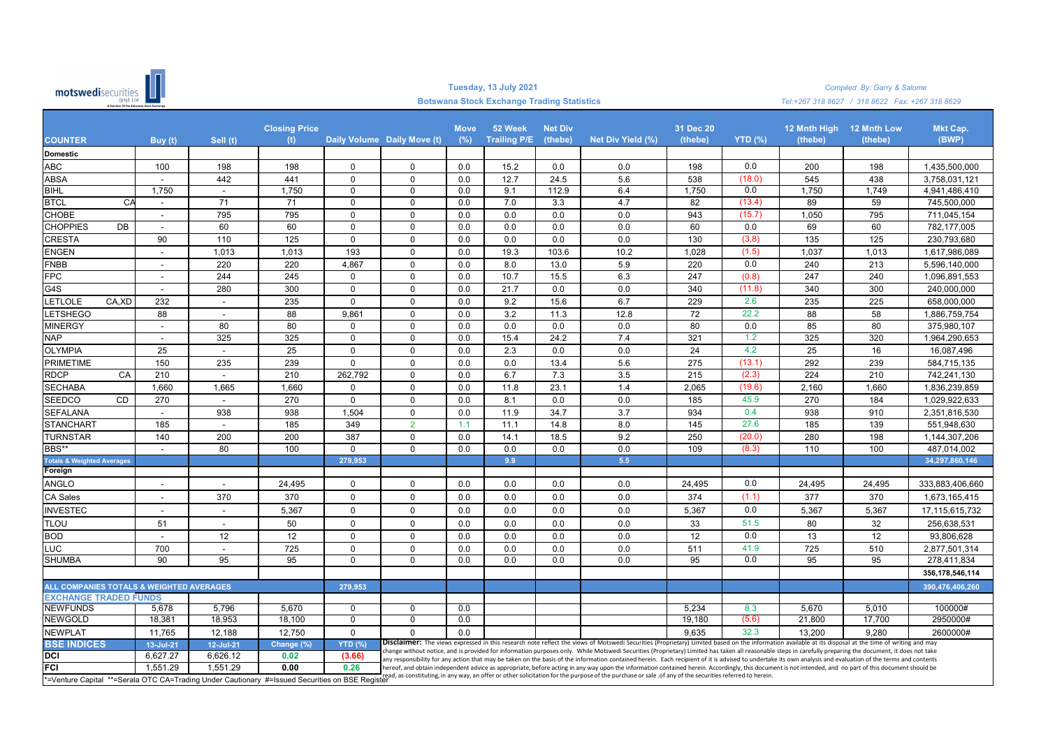**motswedi**securities (pty) Ltd
A Member Of The Botswana Stock Exchange

**Tuesday, 13 July 2021**

**Botswana Stock Exchange Trading Statistics**

*Compiled By: Garry & Salome*

*Tel:+267 318 8627 / 318 8622 Fax: +267 318 8629*

| COUNTER | | Buy (t) | Sell (t) | Closing Price (t) | Daily Volume | Daily Move (t) | Move (%) | 52 Week Trailing P/E | Net Div (thebe) | Net Div Yield (%) | 31 Dec 20 (thebe) | YTD (%) | 12 Mnth High (thebe) | 12 Mnth Low (thebe) | Mkt Cap. (BWP) |
|---|---|---|---|---|---|---|---|---|---|---|---|---|---|---|---|
| **Domestic** | | | | | | | | | | | | | | | |
| ABC | | 100 | 198 | 198 | 0 | 0 | 0.0 | 15.2 | 0.0 | 0.0 | 198 | 0.0 | 200 | 198 | 1,435,500,000 |
| ABSA | | - | 442 | 441 | 0 | 0 | 0.0 | 12.7 | 24.5 | 5.6 | 538 | (18.0) | 545 | 438 | 3,758,031,121 |
| BIHL | | 1,750 | - | 1,750 | 0 | 0 | 0.0 | 9.1 | 112.9 | 6.4 | 1,750 | 0.0 | 1,750 | 1,749 | 4,941,486,410 |
| BTCL | CA | - | 71 | 71 | 0 | 0 | 0.0 | 7.0 | 3.3 | 4.7 | 82 | (13.4) | 89 | 59 | 745,500,000 |
| CHOBE | | - | 795 | 795 | 0 | 0 | 0.0 | 0.0 | 0.0 | 0.0 | 943 | (15.7) | 1,050 | 795 | 711,045,154 |
| CHOPPIES | DB | - | 60 | 60 | 0 | 0 | 0.0 | 0.0 | 0.0 | 0.0 | 60 | 0.0 | 69 | 60 | 782,177,005 |
| CRESTA | | 90 | 110 | 125 | 0 | 0 | 0.0 | 0.0 | 0.0 | 0.0 | 130 | (3.8) | 135 | 125 | 230,793,680 |
| ENGEN | | - | 1,013 | 1,013 | 193 | 0 | 0.0 | 19.3 | 103.6 | 10.2 | 1,028 | (1.5) | 1,037 | 1,013 | 1,617,986,089 |
| FNBB | | - | 220 | 220 | 4,867 | 0 | 0.0 | 8.0 | 13.0 | 5.9 | 220 | 0.0 | 240 | 213 | 5,596,140,000 |
| FPC | | - | 244 | 245 | 0 | 0 | 0.0 | 10.7 | 15.5 | 6.3 | 247 | (0.8) | 247 | 240 | 1,096,891,553 |
| G4S | | - | 280 | 300 | 0 | 0 | 0.0 | 21.7 | 0.0 | 0.0 | 340 | (11.8) | 340 | 300 | 240,000,000 |
| LETLOLE | CA,XD | 232 | - | 235 | 0 | 0 | 0.0 | 9.2 | 15.6 | 6.7 | 229 | 2.6 | 235 | 225 | 658,000,000 |
| LETSHEGO | | 88 | - | 88 | 9,861 | 0 | 0.0 | 3.2 | 11.3 | 12.8 | 72 | 22.2 | 88 | 58 | 1,886,759,754 |
| MINERGY | | - | 80 | 80 | 0 | 0 | 0.0 | 0.0 | 0.0 | 0.0 | 80 | 0.0 | 85 | 80 | 375,980,107 |
| NAP | | - | 325 | 325 | 0 | 0 | 0.0 | 15.4 | 24.2 | 7.4 | 321 | 1.2 | 325 | 320 | 1,964,290,653 |
| OLYMPIA | | 25 | - | 25 | 0 | 0 | 0.0 | 2.3 | 0.0 | 0.0 | 24 | 4.2 | 25 | 16 | 16,087,496 |
| PRIMETIME | | 150 | 235 | 239 | 0 | 0 | 0.0 | 0.0 | 13.4 | 5.6 | 275 | (13.1) | 292 | 239 | 584,715,135 |
| RDCP | CA | 210 | - | 210 | 262,792 | 0 | 0.0 | 6.7 | 7.3 | 3.5 | 215 | (2.3) | 224 | 210 | 742,241,130 |
| SECHABA | | 1,660 | 1,665 | 1,660 | 0 | 0 | 0.0 | 11.8 | 23.1 | 1.4 | 2,065 | (19.6) | 2,160 | 1,660 | 1,836,239,859 |
| SEEDCO | CD | 270 | - | 270 | 0 | 0 | 0.0 | 8.1 | 0.0 | 0.0 | 185 | 45.9 | 270 | 184 | 1,029,922,633 |
| SEFALANA | | - | 938 | 938 | 1,504 | 0 | 0.0 | 11.9 | 34.7 | 3.7 | 934 | 0.4 | 938 | 910 | 2,351,816,530 |
| STANCHART | | 185 | - | 185 | 349 | 2 | 1.1 | 11.1 | 14.8 | 8.0 | 145 | 27.6 | 185 | 139 | 551,948,630 |
| TURNSTAR | | 140 | 200 | 200 | 387 | 0 | 0.0 | 14.1 | 18.5 | 9.2 | 250 | (20.0) | 280 | 198 | 1,144,307,206 |
| BBS** | | - | 80 | 100 | 0 | 0 | 0.0 | 0.0 | 0.0 | 0.0 | 109 | (8.3) | 110 | 100 | 487,014,002 |
| **Totals & Weighted Averages** | | | | | **279,953** | | | **9.9** | | **5.5** | | | | | **34,297,860,146** |
| **Foreign** | | | | | | | | | | | | | | | |
| ANGLO | | - | - | 24,495 | 0 | 0 | 0.0 | 0.0 | 0.0 | 0.0 | 24,495 | 0.0 | 24,495 | 24,495 | 333,883,406,660 |
| CA Sales | | - | 370 | 370 | 0 | 0 | 0.0 | 0.0 | 0.0 | 0.0 | 374 | (1.1) | 377 | 370 | 1,673,165,415 |
| INVESTEC | | - | - | 5,367 | 0 | 0 | 0.0 | 0.0 | 0.0 | 0.0 | 5,367 | 0.0 | 5,367 | 5,367 | 17,115,615,732 |
| TLOU | | 51 | - | 50 | 0 | 0 | 0.0 | 0.0 | 0.0 | 0.0 | 33 | 51.5 | 80 | 32 | 256,638,531 |
| BOD | | - | 12 | 12 | 0 | 0 | 0.0 | 0.0 | 0.0 | 0.0 | 12 | 0.0 | 13 | 12 | 93,806,628 |
| LUC | | 700 | - | 725 | 0 | 0 | 0.0 | 0.0 | 0.0 | 0.0 | 511 | 41.9 | 725 | 510 | 2,877,501,314 |
| SHUMBA | | 90 | 95 | 95 | 0 | 0 | 0.0 | 0.0 | 0.0 | 0.0 | 95 | 0.0 | 95 | 95 | 278,411,834 |
| | | | | | | | | | | | | | | | **356,178,546,114** |
| **ALL COMPANIES TOTALS & WEIGHTED AVERAGES** | | | | | **279,953** | | | | | | | | | | **390,476,406,260** |
| **EXCHANGE TRADED FUNDS** | | | | | | | | | | | | | | | |
| NEWFUNDS | | 5,678 | 5,796 | 5,670 | 0 | 0 | 0.0 | | | | 5,234 | 8.3 | 5,670 | 5,010 | 100000# |
| NEWGOLD | | 18,381 | 18,953 | 18,100 | 0 | 0 | 0.0 | | | | 19,180 | (5.6) | 21,800 | 17,700 | 2950000# |
| NEWPLAT | | 11,765 | 12,188 | 12,750 | 0 | 0 | 0.0 | | | | 9,635 | 32.3 | 13,200 | 9,280 | 2600000# |

| BSE INDICES | 13-Jul-21 | 12-Jul-21 | Change (%) | YTD (%) |
|---|---|---|---|---|
| DCI | 6,627.27 | 6,626.12 | 0.02 | (3.66) |
| FCI | 1,551.29 | 1,551.29 | 0.00 | 0.26 |

*=Venture Capital **=Serala OTC CA=Trading Under Cautionary #=Issued Securities on BSE Register

**Disclaimer:** The views expressed in this research note reflect the views of Motswedi Securities (Proprietary) Limited based on the information available at its disposal at the time of writing and may change without notice, and is provided for information purposes only. While Motswedi Securities (Proprietary) Limited has taken all reasonable steps in carefully preparing the document, it does not take any responsibility for any action that may be taken on the basis of the information contained herein. Each recipient of it is advised to undertake its own analysis and evaluation of the terms and contents hereof, and obtain independent advice as appropriate, before acting in any way upon the information contained herein. Accordingly, this document is not intended, and no part of this document should be read, as constituting, in any way, an offer or other solicitation for the purpose of the purchase or sale .of any of the securities referred to herein.